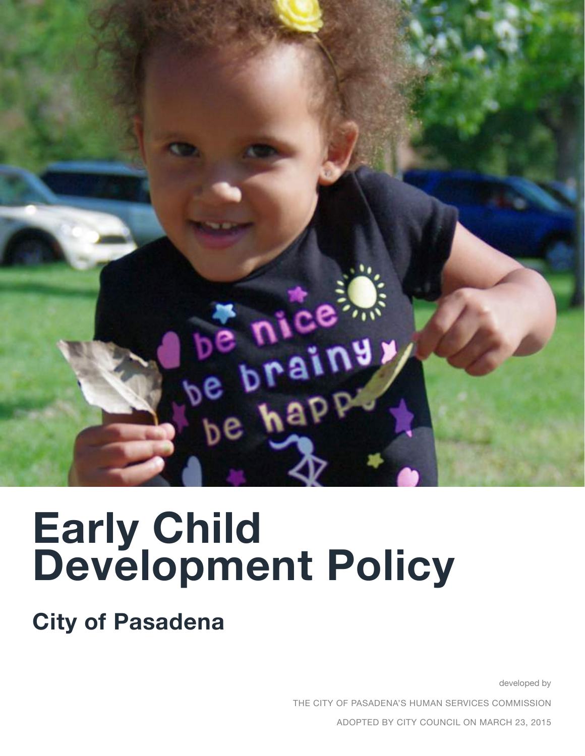# Early Child Development Policy

## City of Pasadena

developed by

THE CITY OF PASADENA'S HUMAN SERVICES COMMISSION

ADOPTED BY CITY COUNCIL ON MARCH 23, 2015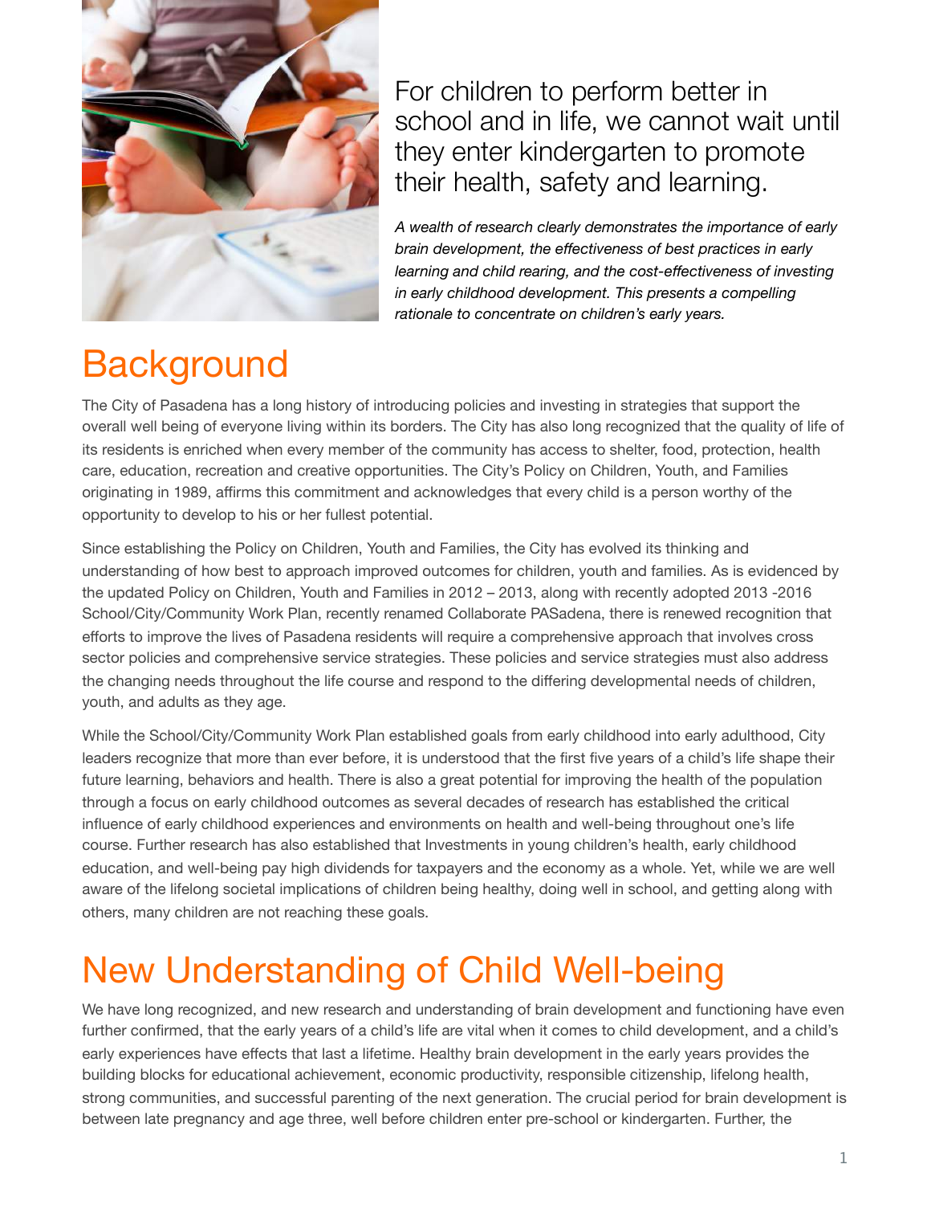For children to perform better in school and in life, we cannot wait until they enter kindergarten to promote their health, safety and learning.

*A wealth of research clearly demonstrates the importance of early brain development, the effectiveness of best practices in early learning and child rearing, and the cost-effectiveness of investing in early childhood development. This presents a compelling rationale to concentrate on children's early years.*

# Background

The City of Pasadena has a long history of introducing policies and investing in strategies that support the overall well being of everyone living within its borders. The City has also long recognized that the quality of life of its residents is enriched when every member of the community has access to shelter, food, protection, health care, education, recreation and creative opportunities. The City's Policy on Children, Youth, and Families originating in 1989, affirms this commitment and acknowledges that every child is a person worthy of the opportunity to develop to his or her fullest potential.

Since establishing the Policy on Children, Youth and Families, the City has evolved its thinking and understanding of how best to approach improved outcomes for children, youth and families. As is evidenced by the updated Policy on Children, Youth and Families in 2012 – 2013, along with recently adopted 2013 -2016 School/City/Community Work Plan, recently renamed Collaborate PASadena, there is renewed recognition that efforts to improve the lives of Pasadena residents will require a comprehensive approach that involves cross sector policies and comprehensive service strategies. These policies and service strategies must also address the changing needs throughout the life course and respond to the differing developmental needs of children, youth, and adults as they age.

While the School/City/Community Work Plan established goals from early childhood into early adulthood, City leaders recognize that more than ever before, it is understood that the first five years of a child's life shape their future learning, behaviors and health. There is also a great potential for improving the health of the population through a focus on early childhood outcomes as several decades of research has established the critical influence of early childhood experiences and environments on health and well-being throughout one's life course. Further research has also established that Investments in young children's health, early childhood education, and well-being pay high dividends for taxpayers and the economy as a whole. Yet, while we are well aware of the lifelong societal implications of children being healthy, doing well in school, and getting along with others, many children are not reaching these goals.

# New Understanding of Child Well-being

We have long recognized, and new research and understanding of brain development and functioning have even further confirmed, that the early years of a child's life are vital when it comes to child development, and a child's early experiences have effects that last a lifetime. Healthy brain development in the early years provides the building blocks for educational achievement, economic productivity, responsible citizenship, lifelong health, strong communities, and successful parenting of the next generation. The crucial period for brain development is between late pregnancy and age three, well before children enter pre-school or kindergarten. Further, the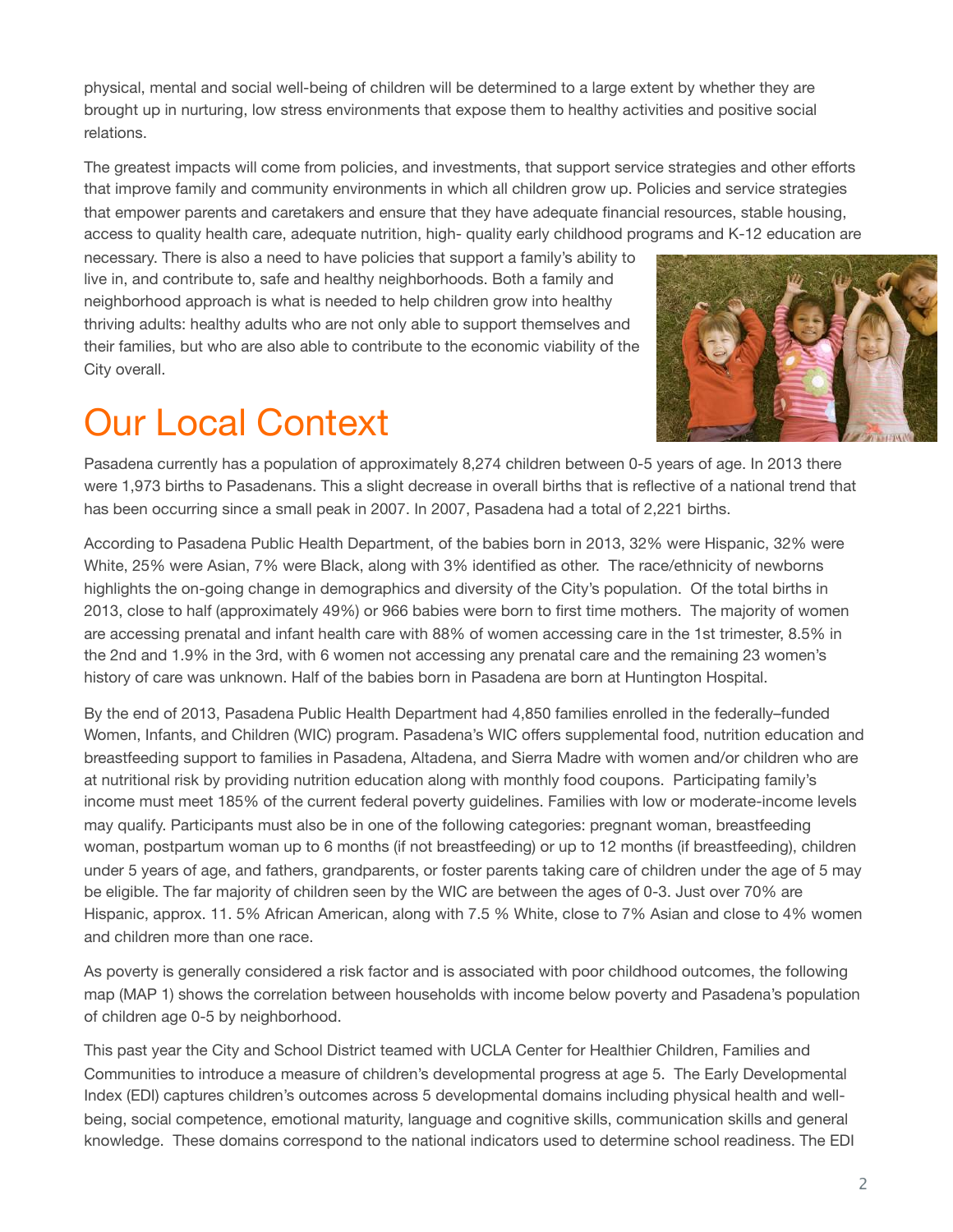physical, mental and social well-being of children will be determined to a large extent by whether they are brought up in nurturing, low stress environments that expose them to healthy activities and positive social relations.

The greatest impacts will come from policies, and investments, that support service strategies and other efforts that improve family and community environments in which all children grow up. Policies and service strategies that empower parents and caretakers and ensure that they have adequate financial resources, stable housing, access to quality health care, adequate nutrition, high- quality early childhood programs and K-12 education are necessary. There is also a need to have policies that support a family's ability to live in, and contribute to, safe and healthy neighborhoods. Both a family and neighborhood approach is what is needed to help children grow into healthy thriving adults: healthy adults who are not only able to support themselves and their families, but who are also able to contribute to the economic viability of the City overall.

# Our Local Context

Pasadena currently has a population of approximately 8,274 children between 0-5 years of age. In 2013 there were 1,973 births to Pasadenans. This a slight decrease in overall births that is reflective of a national trend that has been occurring since a small peak in 2007. In 2007, Pasadena had a total of 2,221 births.

According to Pasadena Public Health Department, of the babies born in 2013, 32% were Hispanic, 32% were White, 25% were Asian, 7% were Black, along with 3% identified as other. The race/ethnicity of newborns highlights the on-going change in demographics and diversity of the City's population. Of the total births in 2013, close to half (approximately 49%) or 966 babies were born to first time mothers. The majority of women are accessing prenatal and infant health care with 88% of women accessing care in the 1st trimester, 8.5% in the 2nd and 1.9% in the 3rd, with 6 women not accessing any prenatal care and the remaining 23 women's history of care was unknown. Half of the babies born in Pasadena are born at Huntington Hospital.

By the end of 2013, Pasadena Public Health Department had 4,850 families enrolled in the federally–funded Women, Infants, and Children (WIC) program. Pasadena's WIC offers supplemental food, nutrition education and breastfeeding support to families in Pasadena, Altadena, and Sierra Madre with women and/or children who are at nutritional risk by providing nutrition education along with monthly food coupons. Participating family's income must meet 185% of the current federal poverty guidelines. Families with low or moderate-income levels may qualify. Participants must also be in one of the following categories: pregnant woman, breastfeeding woman, postpartum woman up to 6 months (if not breastfeeding) or up to 12 months (if breastfeeding), children under 5 years of age, and fathers, grandparents, or foster parents taking care of children under the age of 5 may be eligible. The far majority of children seen by the WIC are between the ages of 0-3. Just over 70% are Hispanic, approx. 11. 5% African American, along with 7.5 % White, close to 7% Asian and close to 4% women and children more than one race.

As poverty is generally considered a risk factor and is associated with poor childhood outcomes, the following map (MAP 1) shows the correlation between households with income below poverty and Pasadena's population of children age 0-5 by neighborhood.

This past year the City and School District teamed with UCLA Center for Healthier Children, Families and Communities to introduce a measure of children's developmental progress at age 5. The Early Developmental Index (EDI) captures children's outcomes across 5 developmental domains including physical health and well-being, social competence, emotional maturity, language and cognitive skills, communication skills and general knowledge. These domains correspond to the national indicators used to determine school readiness. The EDI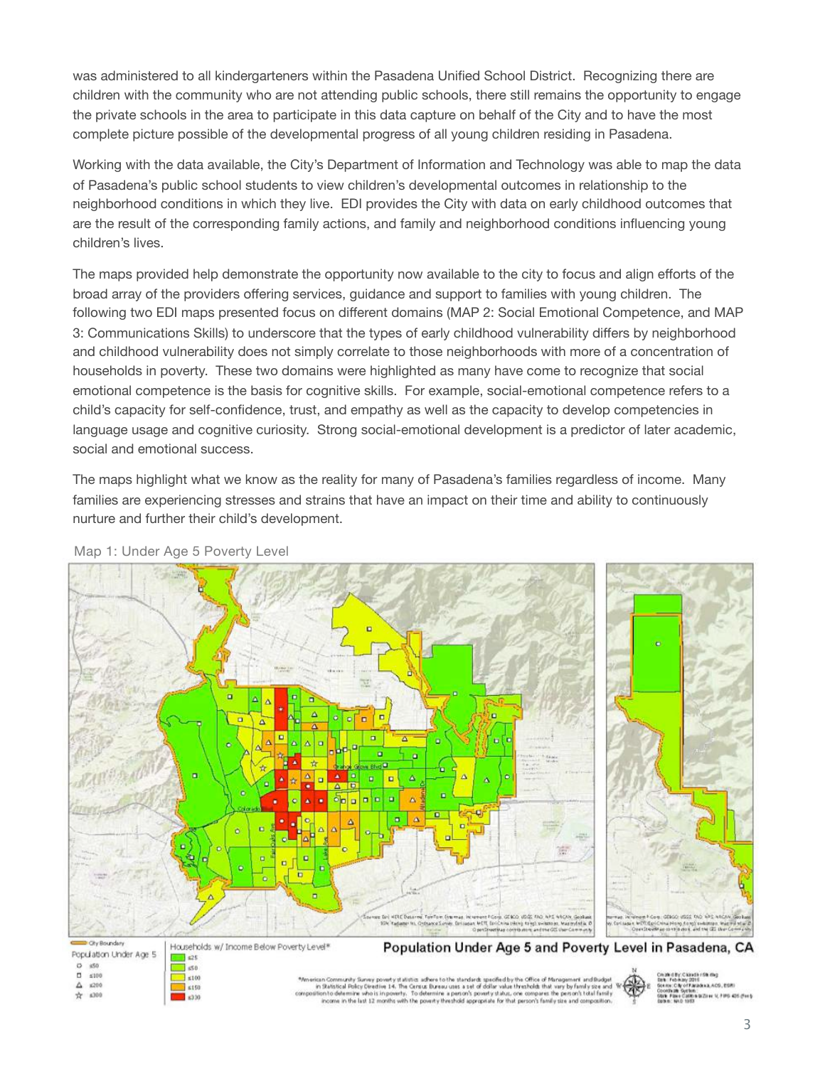was administered to all kindergarteners within the Pasadena Unified School District. Recognizing there are children with the community who are not attending public schools, there still remains the opportunity to engage the private schools in the area to participate in this data capture on behalf of the City and to have the most complete picture possible of the developmental progress of all young children residing in Pasadena.

Working with the data available, the City's Department of Information and Technology was able to map the data of Pasadena's public school students to view children's developmental outcomes in relationship to the neighborhood conditions in which they live. EDI provides the City with data on early childhood outcomes that are the result of the corresponding family actions, and family and neighborhood conditions influencing young children's lives.

The maps provided help demonstrate the opportunity now available to the city to focus and align efforts of the broad array of the providers offering services, guidance and support to families with young children. The following two EDI maps presented focus on different domains (MAP 2: Social Emotional Competence, and MAP 3: Communications Skills) to underscore that the types of early childhood vulnerability differs by neighborhood and childhood vulnerability does not simply correlate to those neighborhoods with more of a concentration of households in poverty. These two domains were highlighted as many have come to recognize that social emotional competence is the basis for cognitive skills. For example, social-emotional competence refers to a child's capacity for self-confidence, trust, and empathy as well as the capacity to develop competencies in language usage and cognitive curiosity. Strong social-emotional development is a predictor of later academic, social and emotional success.

The maps highlight what we know as the reality for many of Pasadena's families regardless of income. Many families are experiencing stresses and strains that have an impact on their time and ability to continuously nurture and further their child's development.

Map 1: Under Age 5 Poverty Level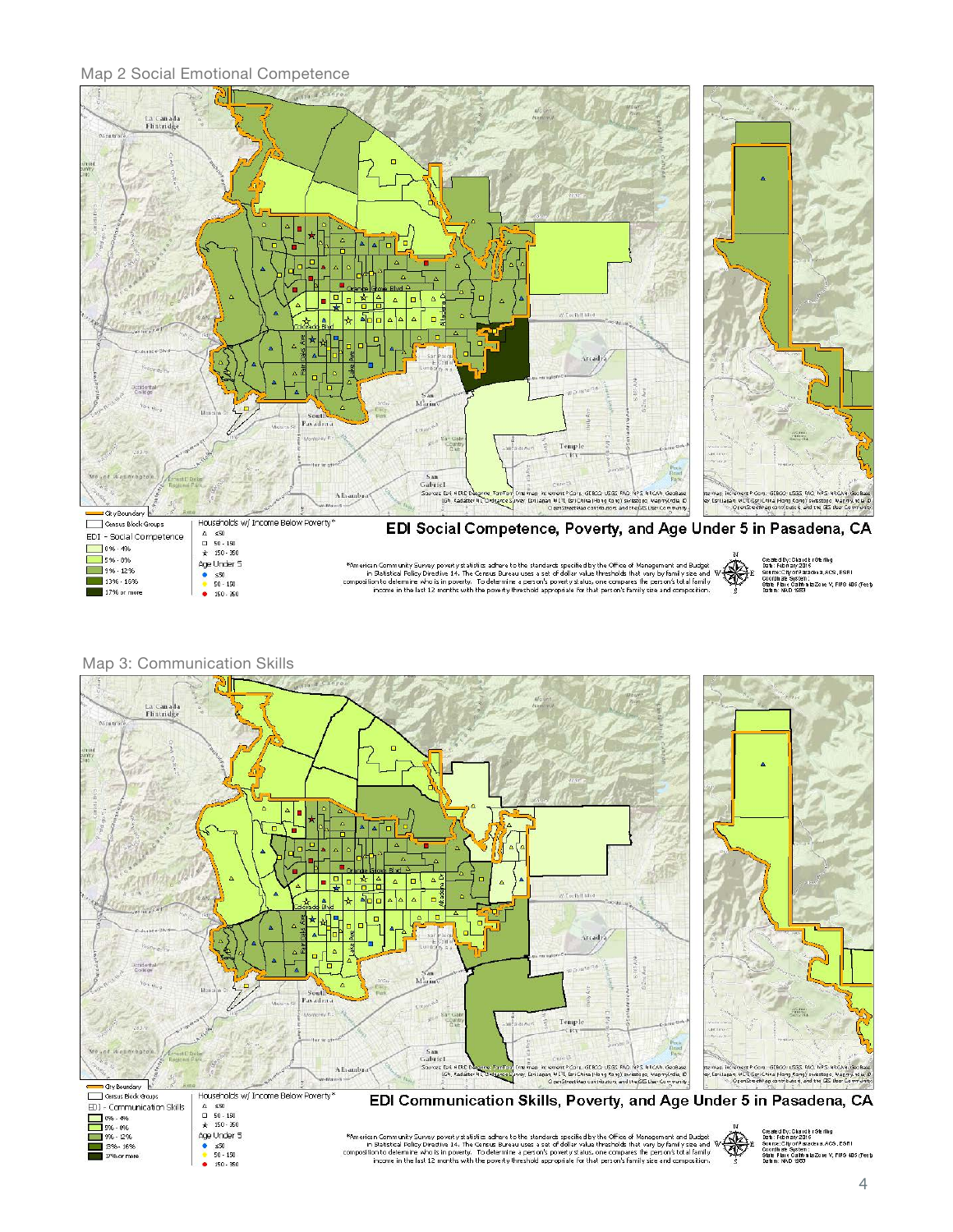Map 2 Social Emotional Competence

**EDI Social Competence, Poverty, and Age Under 5 in Pasadena, CA**

City Boundary
Census Block Groups

EDI - Social Competence
- 0% - 4%
- 5% - 8%
- 9% - 12%
- 13% - 16%
- 17% or more

Households w/ Income Below Poverty*
- ≤50
- 50 - 150
- 150 - 350

Age Under 5
- ≤50
- 50 - 150
- 150 - 350

*American Community Survey poverty statistics adhere to the standards specified by the Office of Management and Budget in Statistical Policy Directive 14. The Census Bureau uses a set of dollar value thresholds that vary by family size and composition to determine who is in poverty. To determine a person's poverty status, one compares the person's total family income in the last 12 months with the poverty threshold appropriate for that person's family size and composition.

Created By: Chandler Stirling
Date: February 2016
Source: City of Pasadena, ACS, ESRI
Coordinate System: State Plane California Zone V, FIPS 405 (Feet)
Datum: NAD 1983

Map 3: Communication Skills

**EDI Communication Skills, Poverty, and Age Under 5 in Pasadena, CA**

City Boundary
Census Block Groups

EDI - Communication Skills
- 0% - 4%
- 5% - 8%
- 9% - 12%
- 13% - 16%
- 17% or more

Households w/ Income Below Poverty*
- ≤50
- 50 - 150
- 150 - 350

Age Under 5
- ≤50
- 50 - 150
- 150 - 350

*American Community Survey poverty statistics adhere to the standards specified by the Office of Management and Budget in Statistical Policy Directive 14. The Census Bureau uses a set of dollar value thresholds that vary by family size and composition to determine who is in poverty. To determine a person's poverty status, one compares the person's total family income in the last 12 months with the poverty threshold appropriate for that person's family size and composition.

Created By: Chandler Stirling
Date: February 2016
Source: City of Pasadena, ACS, ESRI
Coordinate System: State Plane California Zone V, FIPS 405 (Feet)
Datum: NAD 1983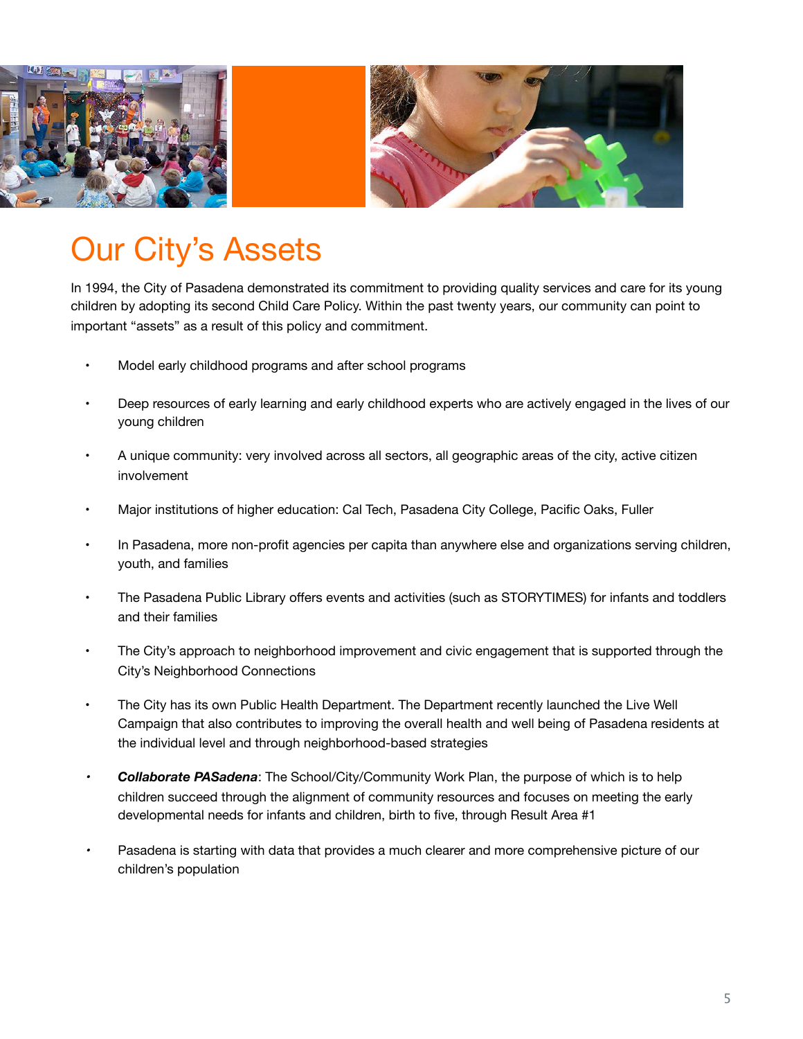# Our City's Assets

In 1994, the City of Pasadena demonstrated its commitment to providing quality services and care for its young children by adopting its second Child Care Policy. Within the past twenty years, our community can point to important "assets" as a result of this policy and commitment.

- Model early childhood programs and after school programs
- Deep resources of early learning and early childhood experts who are actively engaged in the lives of our young children
- A unique community: very involved across all sectors, all geographic areas of the city, active citizen involvement
- Major institutions of higher education: Cal Tech, Pasadena City College, Pacific Oaks, Fuller
- In Pasadena, more non-profit agencies per capita than anywhere else and organizations serving children, youth, and families
- The Pasadena Public Library offers events and activities (such as STORYTIMES) for infants and toddlers and their families
- The City's approach to neighborhood improvement and civic engagement that is supported through the City's Neighborhood Connections
- The City has its own Public Health Department. The Department recently launched the Live Well Campaign that also contributes to improving the overall health and well being of Pasadena residents at the individual level and through neighborhood-based strategies
- ***Collaborate PASadena***: The School/City/Community Work Plan, the purpose of which is to help children succeed through the alignment of community resources and focuses on meeting the early developmental needs for infants and children, birth to five, through Result Area #1
- Pasadena is starting with data that provides a much clearer and more comprehensive picture of our children's population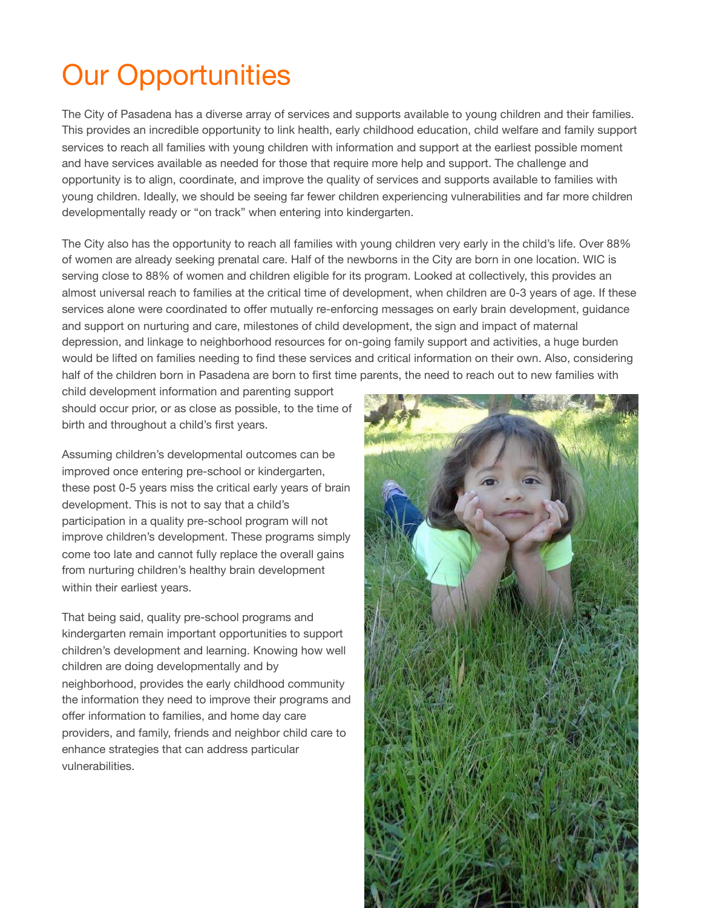# Our Opportunities

The City of Pasadena has a diverse array of services and supports available to young children and their families. This provides an incredible opportunity to link health, early childhood education, child welfare and family support services to reach all families with young children with information and support at the earliest possible moment and have services available as needed for those that require more help and support. The challenge and opportunity is to align, coordinate, and improve the quality of services and supports available to families with young children. Ideally, we should be seeing far fewer children experiencing vulnerabilities and far more children developmentally ready or "on track" when entering into kindergarten.

The City also has the opportunity to reach all families with young children very early in the child's life. Over 88% of women are already seeking prenatal care. Half of the newborns in the City are born in one location. WIC is serving close to 88% of women and children eligible for its program. Looked at collectively, this provides an almost universal reach to families at the critical time of development, when children are 0-3 years of age. If these services alone were coordinated to offer mutually re-enforcing messages on early brain development, guidance and support on nurturing and care, milestones of child development, the sign and impact of maternal depression, and linkage to neighborhood resources for on-going family support and activities, a huge burden would be lifted on families needing to find these services and critical information on their own. Also, considering half of the children born in Pasadena are born to first time parents, the need to reach out to new families with child development information and parenting support should occur prior, or as close as possible, to the time of birth and throughout a child's first years.

Assuming children's developmental outcomes can be improved once entering pre-school or kindergarten, these post 0-5 years miss the critical early years of brain development. This is not to say that a child's participation in a quality pre-school program will not improve children's development. These programs simply come too late and cannot fully replace the overall gains from nurturing children's healthy brain development within their earliest years.

That being said, quality pre-school programs and kindergarten remain important opportunities to support children's development and learning. Knowing how well children are doing developmentally and by neighborhood, provides the early childhood community the information they need to improve their programs and offer information to families, and home day care providers, and family, friends and neighbor child care to enhance strategies that can address particular vulnerabilities.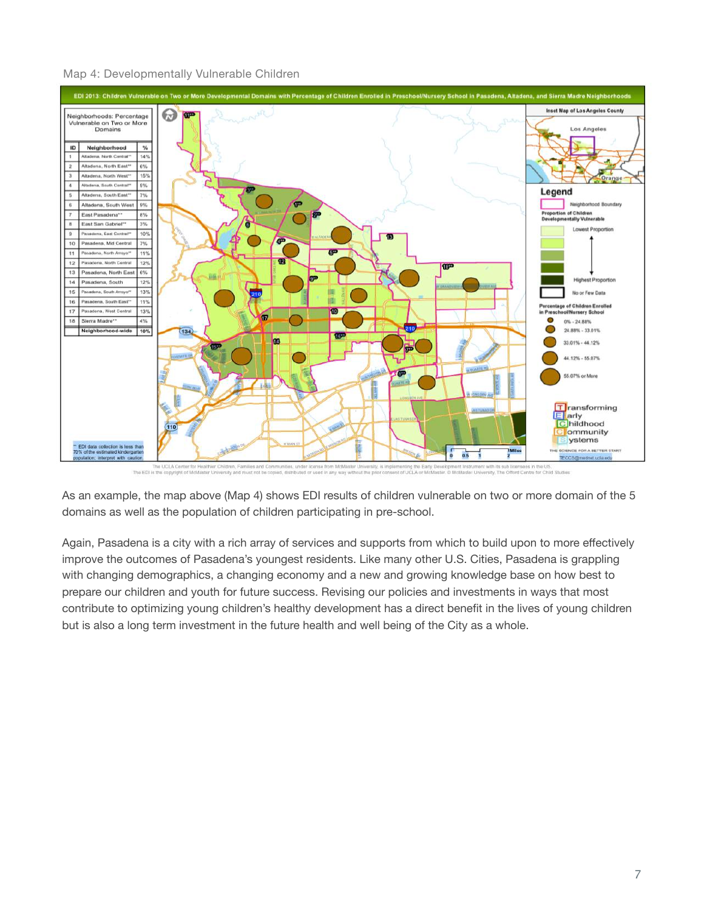Map 4: Developmentally Vulnerable Children

EDI 2013: Children Vulnerable on Two or More Developmental Domains with Percentage of Children Enrolled in Preschool/Nursery School in Pasadena, Altadena, and Sierra Madre Neighborhoods

Neighborhoods: Percentage Vulnerable on Two or More Domains

| ID | Neighborhood | % |
|---|---|---|
| 1 | Altadena, North Central** | 14% |
| 2 | Altadena, North East** | 6% |
| 3 | Altadena, North West** | 15% |
| 4 | Altadena, South Central** | 5% |
| 5 | Altadena, South East** | 7% |
| 6 | Altadena, South West | 9% |
| 7 | East Pasadena** | 8% |
| 8 | East San Gabriel** | 3% |
| 9 | Pasadena, East Central** | 10% |
| 10 | Pasadena, Mid Central | 7% |
| 11 | Pasadena, North Arroyo** | 11% |
| 12 | Pasadena, North Central | 12% |
| 13 | Pasadena, North East | 6% |
| 14 | Pasadena, South | 12% |
| 15 | Pasadena, South Arroyo** | 13% |
| 16 | Pasadena, South East** | 11% |
| 17 | Pasadena, West Central | 13% |
| 18 | Sierra Madre** | 4% |
| | Neighborhood-wide | 10% |

** EDI data collection is less than 70% of the estimated kindergarten population; interpret with caution.

Legend: Neighborhood Boundary; Proportion of Children Developmentally Vulnerable (Lowest Proportion to Highest Proportion); No or Few Data; Percentage of Children Enrolled in Preschool/Nursery School: 0% - 24.88%; 24.88% - 33.01%; 33.01% - 44.12%; 44.12% - 55.07%; 55.07% or More

Transforming Early Childhood Community Systems — The Science for a Better Start — TECCS@mednet.ucla.edu

The UCLA Center for Healthier Children, Families and Communities, under license from McMaster University, is implementing the Early Development Instrument with its sub licensees in the US. The EDI is the copyright of McMaster University and must not be copied, distributed or used in any way without the prior consent of UCLA or McMaster. © McMaster University, The Offord Centre for Child Studies

As an example, the map above (Map 4) shows EDI results of children vulnerable on two or more domain of the 5 domains as well as the population of children participating in pre-school.

Again, Pasadena is a city with a rich array of services and supports from which to build upon to more effectively improve the outcomes of Pasadena's youngest residents. Like many other U.S. Cities, Pasadena is grappling with changing demographics, a changing economy and a new and growing knowledge base on how best to prepare our children and youth for future success. Revising our policies and investments in ways that most contribute to optimizing young children's healthy development has a direct benefit in the lives of young children but is also a long term investment in the future health and well being of the City as a whole.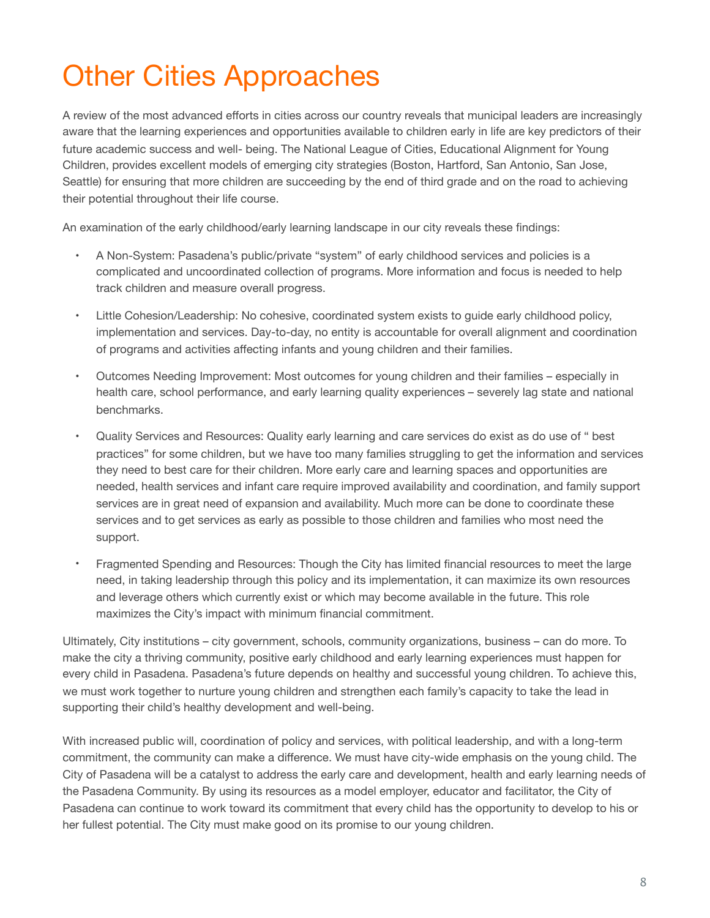# Other Cities Approaches

A review of the most advanced efforts in cities across our country reveals that municipal leaders are increasingly aware that the learning experiences and opportunities available to children early in life are key predictors of their future academic success and well- being. The National League of Cities, Educational Alignment for Young Children, provides excellent models of emerging city strategies (Boston, Hartford, San Antonio, San Jose, Seattle) for ensuring that more children are succeeding by the end of third grade and on the road to achieving their potential throughout their life course.

An examination of the early childhood/early learning landscape in our city reveals these findings:

- A Non-System: Pasadena's public/private "system" of early childhood services and policies is a complicated and uncoordinated collection of programs. More information and focus is needed to help track children and measure overall progress.
- Little Cohesion/Leadership: No cohesive, coordinated system exists to guide early childhood policy, implementation and services. Day-to-day, no entity is accountable for overall alignment and coordination of programs and activities affecting infants and young children and their families.
- Outcomes Needing Improvement: Most outcomes for young children and their families – especially in health care, school performance, and early learning quality experiences – severely lag state and national benchmarks.
- Quality Services and Resources: Quality early learning and care services do exist as do use of " best practices" for some children, but we have too many families struggling to get the information and services they need to best care for their children. More early care and learning spaces and opportunities are needed, health services and infant care require improved availability and coordination, and family support services are in great need of expansion and availability. Much more can be done to coordinate these services and to get services as early as possible to those children and families who most need the support.
- Fragmented Spending and Resources: Though the City has limited financial resources to meet the large need, in taking leadership through this policy and its implementation, it can maximize its own resources and leverage others which currently exist or which may become available in the future. This role maximizes the City's impact with minimum financial commitment.

Ultimately, City institutions – city government, schools, community organizations, business – can do more. To make the city a thriving community, positive early childhood and early learning experiences must happen for every child in Pasadena. Pasadena's future depends on healthy and successful young children. To achieve this, we must work together to nurture young children and strengthen each family's capacity to take the lead in supporting their child's healthy development and well-being.

With increased public will, coordination of policy and services, with political leadership, and with a long-term commitment, the community can make a difference. We must have city-wide emphasis on the young child. The City of Pasadena will be a catalyst to address the early care and development, health and early learning needs of the Pasadena Community. By using its resources as a model employer, educator and facilitator, the City of Pasadena can continue to work toward its commitment that every child has the opportunity to develop to his or her fullest potential. The City must make good on its promise to our young children.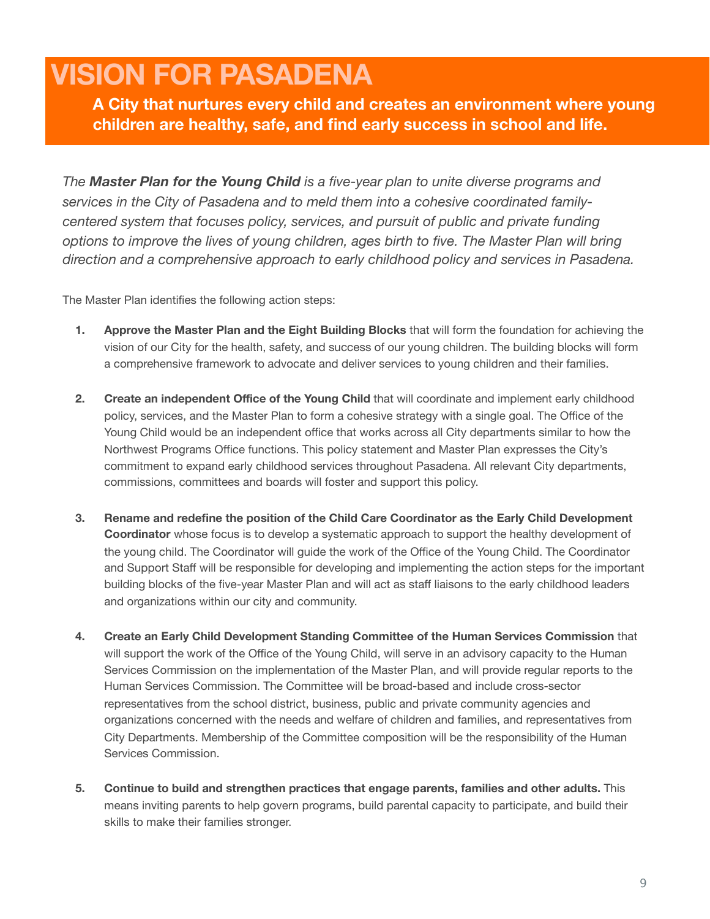# VISION FOR PASADENA

**A City that nurtures every child and creates an environment where young children are healthy, safe, and find early success in school and life.**

*The **Master Plan for the Young Child** is a five-year plan to unite diverse programs and services in the City of Pasadena and to meld them into a cohesive coordinated family-centered system that focuses policy, services, and pursuit of public and private funding options to improve the lives of young children, ages birth to five. The Master Plan will bring direction and a comprehensive approach to early childhood policy and services in Pasadena.*

The Master Plan identifies the following action steps:

1. **Approve the Master Plan and the Eight Building Blocks** that will form the foundation for achieving the vision of our City for the health, safety, and success of our young children. The building blocks will form a comprehensive framework to advocate and deliver services to young children and their families.

2. **Create an independent Office of the Young Child** that will coordinate and implement early childhood policy, services, and the Master Plan to form a cohesive strategy with a single goal. The Office of the Young Child would be an independent office that works across all City departments similar to how the Northwest Programs Office functions. This policy statement and Master Plan expresses the City's commitment to expand early childhood services throughout Pasadena. All relevant City departments, commissions, committees and boards will foster and support this policy.

3. **Rename and redefine the position of the Child Care Coordinator as the Early Child Development Coordinator** whose focus is to develop a systematic approach to support the healthy development of the young child. The Coordinator will guide the work of the Office of the Young Child. The Coordinator and Support Staff will be responsible for developing and implementing the action steps for the important building blocks of the five-year Master Plan and will act as staff liaisons to the early childhood leaders and organizations within our city and community.

4. **Create an Early Child Development Standing Committee of the Human Services Commission** that will support the work of the Office of the Young Child, will serve in an advisory capacity to the Human Services Commission on the implementation of the Master Plan, and will provide regular reports to the Human Services Commission. The Committee will be broad-based and include cross-sector representatives from the school district, business, public and private community agencies and organizations concerned with the needs and welfare of children and families, and representatives from City Departments. Membership of the Committee composition will be the responsibility of the Human Services Commission.

5. **Continue to build and strengthen practices that engage parents, families and other adults.** This means inviting parents to help govern programs, build parental capacity to participate, and build their skills to make their families stronger.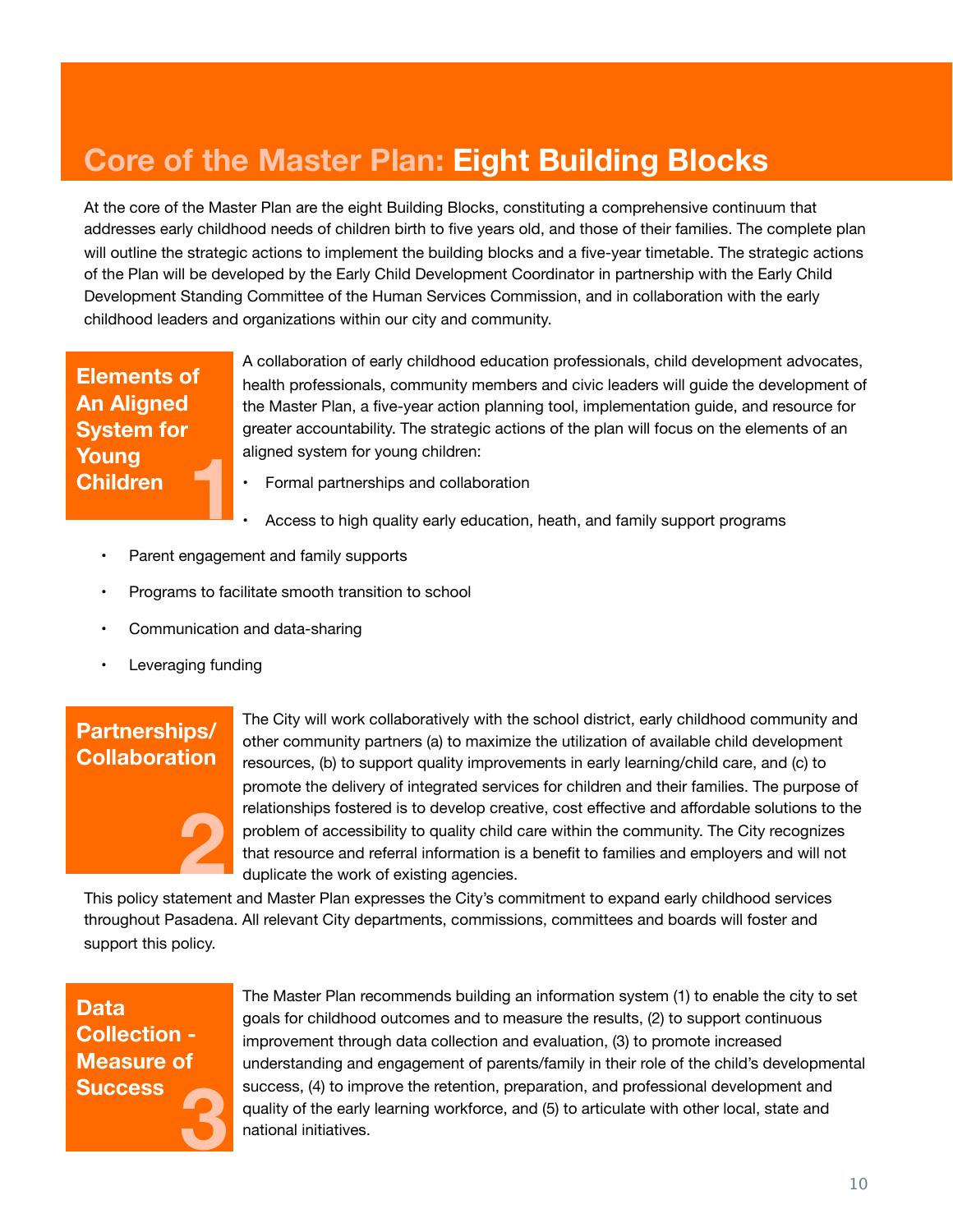# Core of the Master Plan: Eight Building Blocks

At the core of the Master Plan are the eight Building Blocks, constituting a comprehensive continuum that addresses early childhood needs of children birth to five years old, and those of their families. The complete plan will outline the strategic actions to implement the building blocks and a five-year timetable. The strategic actions of the Plan will be developed by the Early Child Development Coordinator in partnership with the Early Child Development Standing Committee of the Human Services Commission, and in collaboration with the early childhood leaders and organizations within our city and community.

## 1 Elements of An Aligned System for Young Children

A collaboration of early childhood education professionals, child development advocates, health professionals, community members and civic leaders will guide the development of the Master Plan, a five-year action planning tool, implementation guide, and resource for greater accountability. The strategic actions of the plan will focus on the elements of an aligned system for young children:

- Formal partnerships and collaboration
- Access to high quality early education, heath, and family support programs
- Parent engagement and family supports
- Programs to facilitate smooth transition to school
- Communication and data-sharing
- Leveraging funding

## 2 Partnerships/ Collaboration

The City will work collaboratively with the school district, early childhood community and other community partners (a) to maximize the utilization of available child development resources, (b) to support quality improvements in early learning/child care, and (c) to promote the delivery of integrated services for children and their families. The purpose of relationships fostered is to develop creative, cost effective and affordable solutions to the problem of accessibility to quality child care within the community. The City recognizes that resource and referral information is a benefit to families and employers and will not duplicate the work of existing agencies.

This policy statement and Master Plan expresses the City's commitment to expand early childhood services throughout Pasadena. All relevant City departments, commissions, committees and boards will foster and support this policy.

## 3 Data Collection - Measure of Success

The Master Plan recommends building an information system (1) to enable the city to set goals for childhood outcomes and to measure the results, (2) to support continuous improvement through data collection and evaluation, (3) to promote increased understanding and engagement of parents/family in their role of the child's developmental success, (4) to improve the retention, preparation, and professional development and quality of the early learning workforce, and (5) to articulate with other local, state and national initiatives.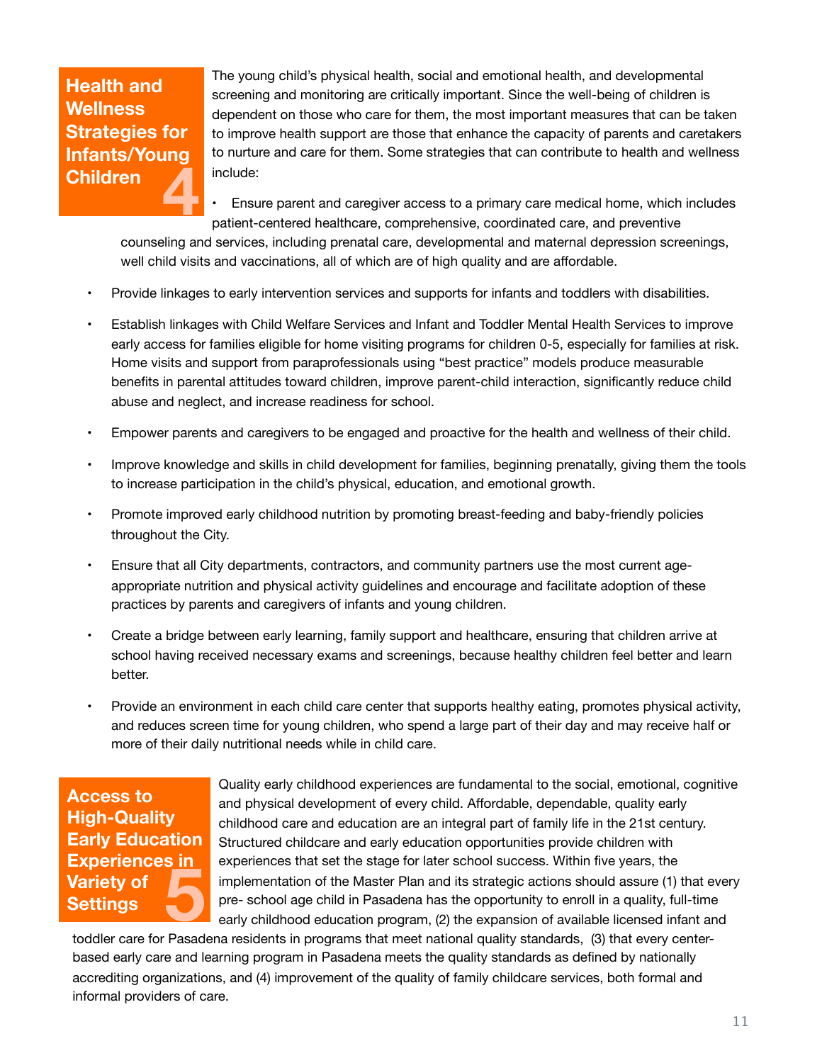## Health and Wellness Strategies for Infants/Young Children 4

The young child's physical health, social and emotional health, and developmental screening and monitoring are critically important. Since the well-being of children is dependent on those who care for them, the most important measures that can be taken to improve health support are those that enhance the capacity of parents and caretakers to nurture and care for them. Some strategies that can contribute to health and wellness include:

- Ensure parent and caregiver access to a primary care medical home, which includes patient-centered healthcare, comprehensive, coordinated care, and preventive counseling and services, including prenatal care, developmental and maternal depression screenings, well child visits and vaccinations, all of which are of high quality and are affordable.
- Provide linkages to early intervention services and supports for infants and toddlers with disabilities.
- Establish linkages with Child Welfare Services and Infant and Toddler Mental Health Services to improve early access for families eligible for home visiting programs for children 0-5, especially for families at risk. Home visits and support from paraprofessionals using "best practice" models produce measurable benefits in parental attitudes toward children, improve parent-child interaction, significantly reduce child abuse and neglect, and increase readiness for school.
- Empower parents and caregivers to be engaged and proactive for the health and wellness of their child.
- Improve knowledge and skills in child development for families, beginning prenatally, giving them the tools to increase participation in the child's physical, education, and emotional growth.
- Promote improved early childhood nutrition by promoting breast-feeding and baby-friendly policies throughout the City.
- Ensure that all City departments, contractors, and community partners use the most current age-appropriate nutrition and physical activity guidelines and encourage and facilitate adoption of these practices by parents and caregivers of infants and young children.
- Create a bridge between early learning, family support and healthcare, ensuring that children arrive at school having received necessary exams and screenings, because healthy children feel better and learn better.
- Provide an environment in each child care center that supports healthy eating, promotes physical activity, and reduces screen time for young children, who spend a large part of their day and may receive half or more of their daily nutritional needs while in child care.

## Access to High-Quality Early Education Experiences in Variety of Settings 5

Quality early childhood experiences are fundamental to the social, emotional, cognitive and physical development of every child. Affordable, dependable, quality early childhood care and education are an integral part of family life in the 21st century. Structured childcare and early education opportunities provide children with experiences that set the stage for later school success. Within five years, the implementation of the Master Plan and its strategic actions should assure (1) that every pre- school age child in Pasadena has the opportunity to enroll in a quality, full-time early childhood education program, (2) the expansion of available licensed infant and toddler care for Pasadena residents in programs that meet national quality standards, (3) that every center-based early care and learning program in Pasadena meets the quality standards as defined by nationally accrediting organizations, and (4) improvement of the quality of family childcare services, both formal and informal providers of care.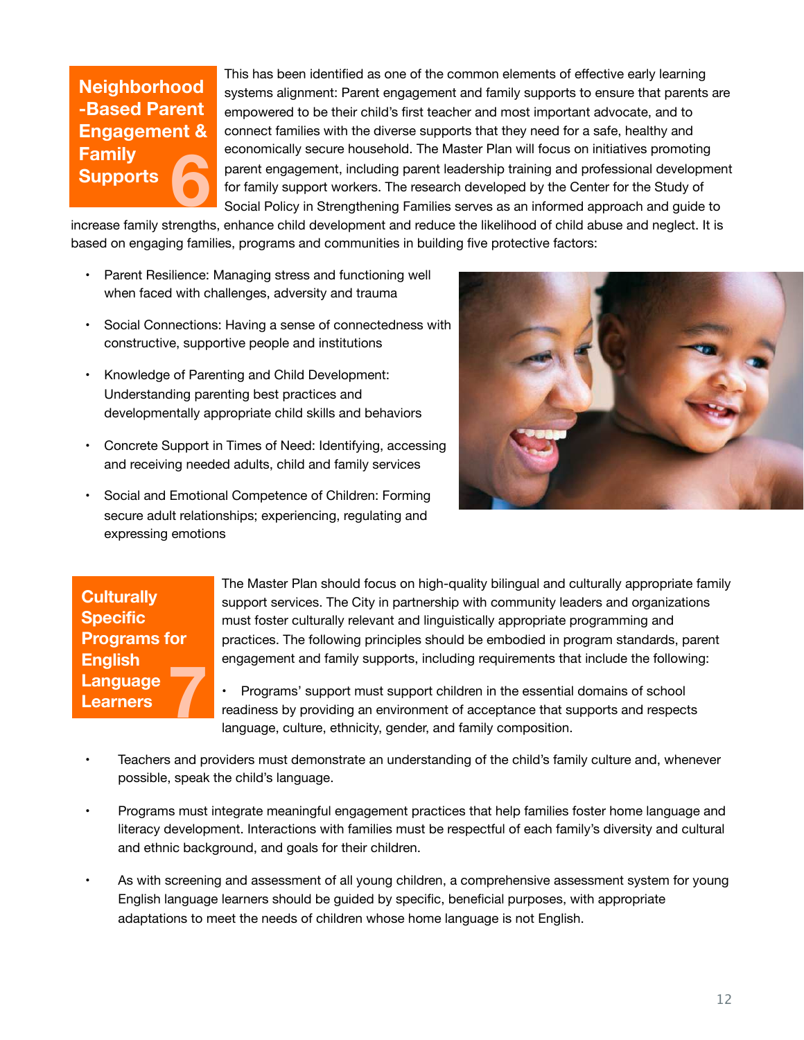## 6 Neighborhood-Based Parent Engagement & Family Supports

This has been identified as one of the common elements of effective early learning systems alignment: Parent engagement and family supports to ensure that parents are empowered to be their child's first teacher and most important advocate, and to connect families with the diverse supports that they need for a safe, healthy and economically secure household. The Master Plan will focus on initiatives promoting parent engagement, including parent leadership training and professional development for family support workers. The research developed by the Center for the Study of Social Policy in Strengthening Families serves as an informed approach and guide to increase family strengths, enhance child development and reduce the likelihood of child abuse and neglect. It is based on engaging families, programs and communities in building five protective factors:

- Parent Resilience: Managing stress and functioning well when faced with challenges, adversity and trauma
- Social Connections: Having a sense of connectedness with constructive, supportive people and institutions
- Knowledge of Parenting and Child Development: Understanding parenting best practices and developmentally appropriate child skills and behaviors
- Concrete Support in Times of Need: Identifying, accessing and receiving needed adults, child and family services
- Social and Emotional Competence of Children: Forming secure adult relationships; experiencing, regulating and expressing emotions

## 7 Culturally Specific Programs for English Language Learners

The Master Plan should focus on high-quality bilingual and culturally appropriate family support services. The City in partnership with community leaders and organizations must foster culturally relevant and linguistically appropriate programming and practices. The following principles should be embodied in program standards, parent engagement and family supports, including requirements that include the following:

- Programs' support must support children in the essential domains of school readiness by providing an environment of acceptance that supports and respects language, culture, ethnicity, gender, and family composition.
- Teachers and providers must demonstrate an understanding of the child's family culture and, whenever possible, speak the child's language.
- Programs must integrate meaningful engagement practices that help families foster home language and literacy development. Interactions with families must be respectful of each family's diversity and cultural and ethnic background, and goals for their children.
- As with screening and assessment of all young children, a comprehensive assessment system for young English language learners should be guided by specific, beneficial purposes, with appropriate adaptations to meet the needs of children whose home language is not English.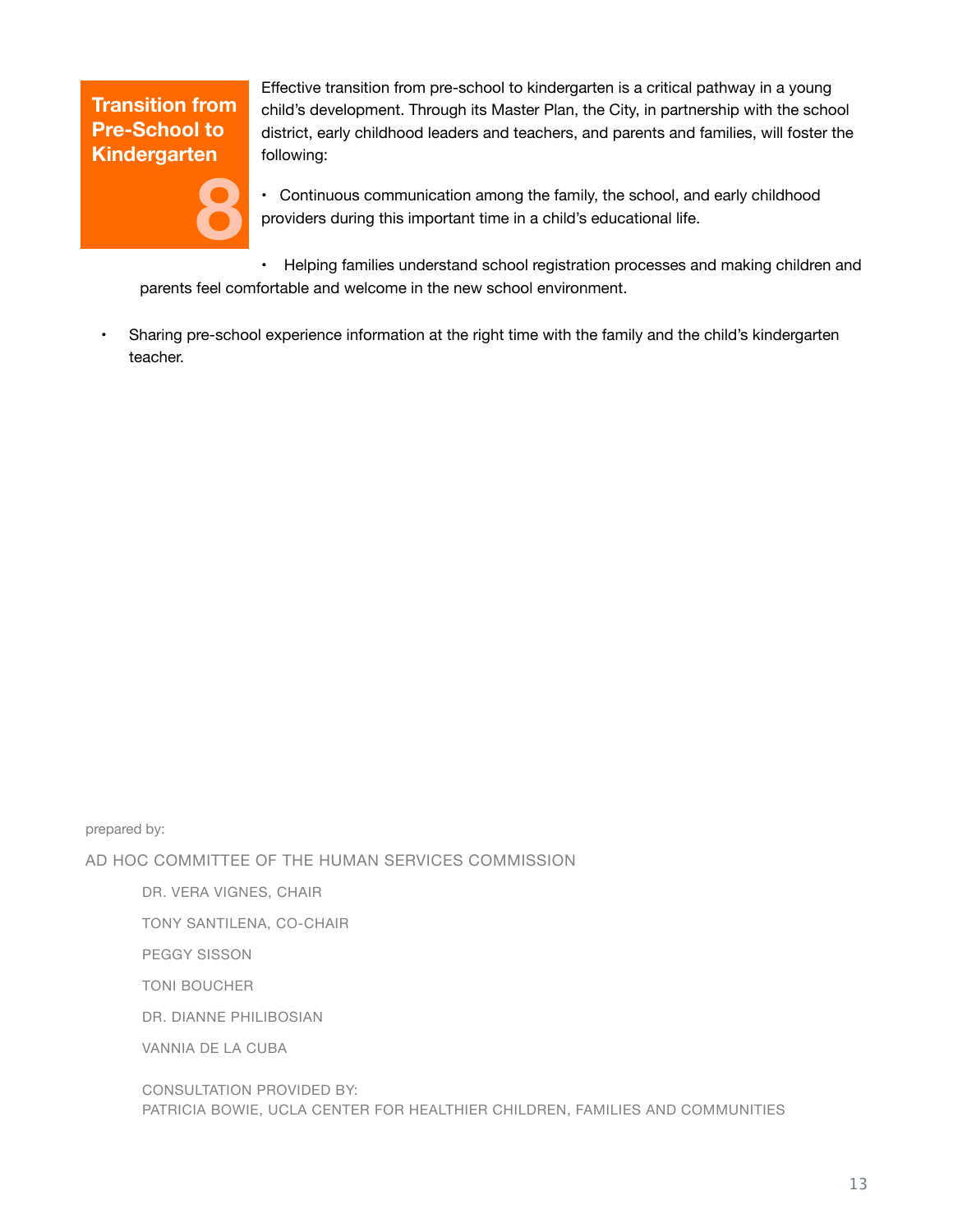## Transition from Pre-School to Kindergarten 8

Effective transition from pre-school to kindergarten is a critical pathway in a young child's development. Through its Master Plan, the City, in partnership with the school district, early childhood leaders and teachers, and parents and families, will foster the following:

- Continuous communication among the family, the school, and early childhood providers during this important time in a child's educational life.
- Helping families understand school registration processes and making children and parents feel comfortable and welcome in the new school environment.
- Sharing pre-school experience information at the right time with the family and the child's kindergarten teacher.

prepared by:

AD HOC COMMITTEE OF THE HUMAN SERVICES COMMISSION

DR. VERA VIGNES, CHAIR

TONY SANTILENA, CO-CHAIR

PEGGY SISSON

TONI BOUCHER

DR. DIANNE PHILIBOSIAN

VANNIA DE LA CUBA

CONSULTATION PROVIDED BY:
PATRICIA BOWIE, UCLA CENTER FOR HEALTHIER CHILDREN, FAMILIES AND COMMUNITIES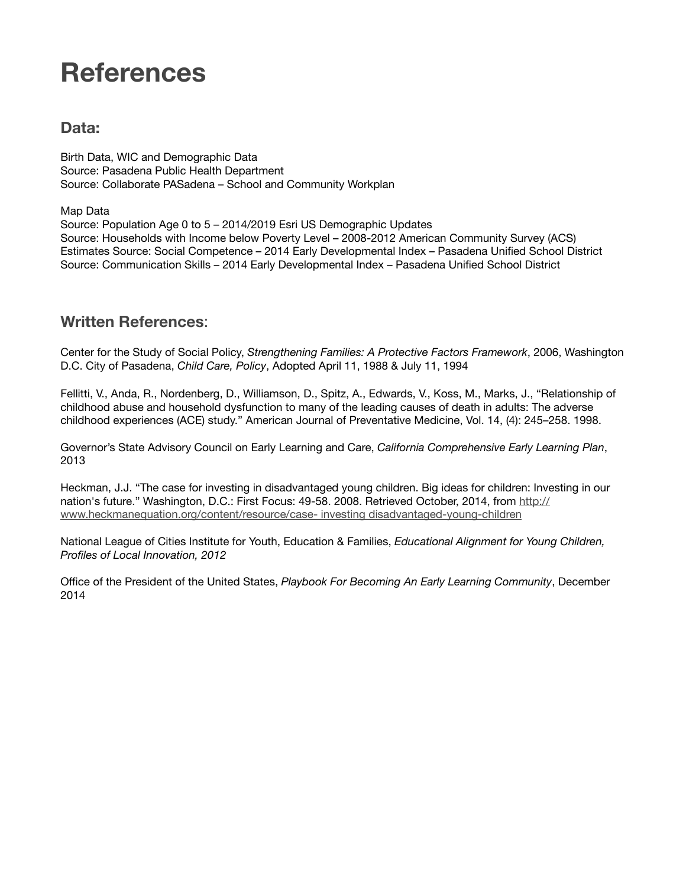# References

## Data:

Birth Data, WIC and Demographic Data
Source: Pasadena Public Health Department
Source: Collaborate PASadena – School and Community Workplan

Map Data
Source: Population Age 0 to 5 – 2014/2019 Esri US Demographic Updates
Source: Households with Income below Poverty Level – 2008-2012 American Community Survey (ACS) Estimates Source: Social Competence – 2014 Early Developmental Index – Pasadena Unified School District
Source: Communication Skills – 2014 Early Developmental Index – Pasadena Unified School District

## Written References:

Center for the Study of Social Policy, *Strengthening Families: A Protective Factors Framework*, 2006, Washington D.C. City of Pasadena, *Child Care, Policy*, Adopted April 11, 1988 & July 11, 1994

Fellitti, V., Anda, R., Nordenberg, D., Williamson, D., Spitz, A., Edwards, V., Koss, M., Marks, J., "Relationship of childhood abuse and household dysfunction to many of the leading causes of death in adults: The adverse childhood experiences (ACE) study." American Journal of Preventative Medicine, Vol. 14, (4): 245–258. 1998.

Governor's State Advisory Council on Early Learning and Care, *California Comprehensive Early Learning Plan*, 2013

Heckman, J.J. "The case for investing in disadvantaged young children. Big ideas for children: Investing in our nation's future." Washington, D.C.: First Focus: 49-58. 2008. Retrieved October, 2014, from http://www.heckmanequation.org/content/resource/case- investing disadvantaged-young-children

National League of Cities Institute for Youth, Education & Families, *Educational Alignment for Young Children, Profiles of Local Innovation, 2012*

Office of the President of the United States, *Playbook For Becoming An Early Learning Community*, December 2014